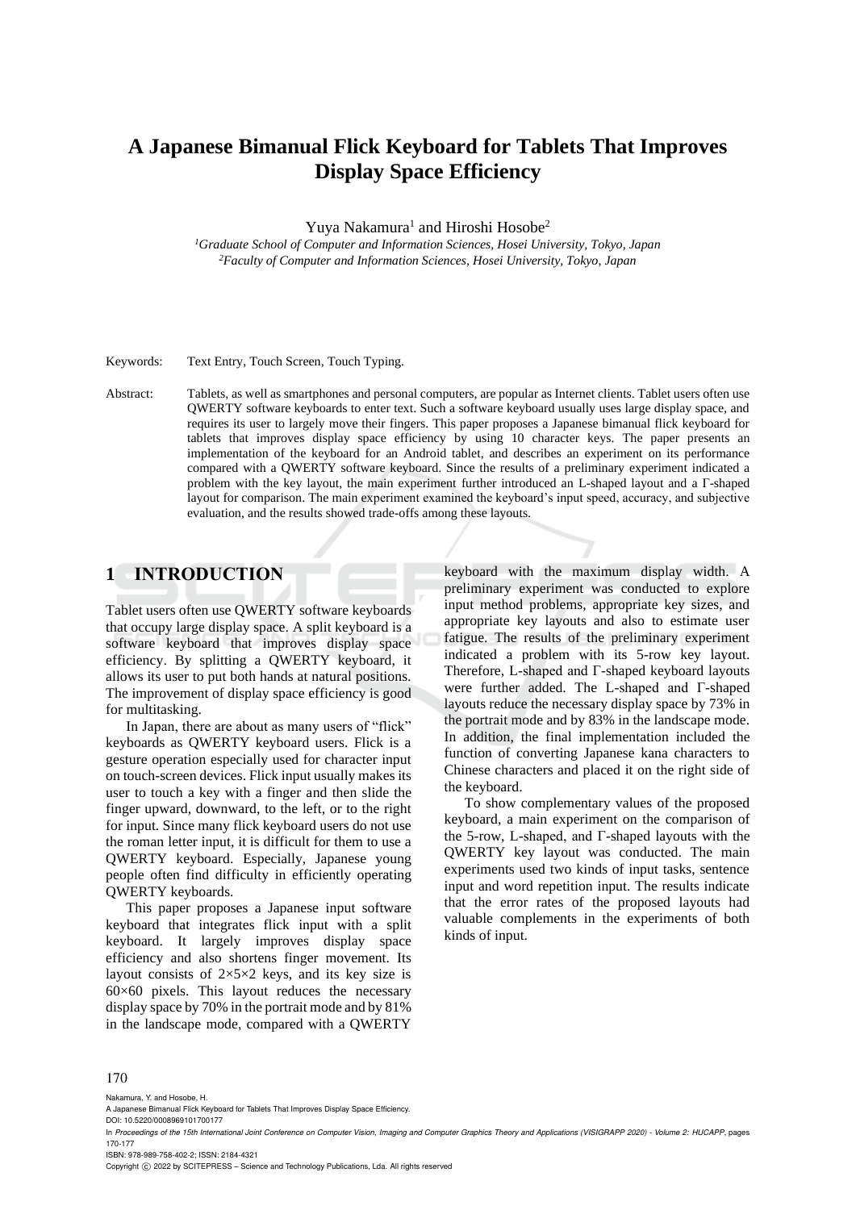# A Japanese Bimanual Flick Keyboard for Tablets That Improves Display Space Efficiency

Yuya Nakamura[1] and Hiroshi Hosobe[2]

[1]*Graduate School of Computer and Information Sciences, Hosei University, Tokyo, Japan*
[2]*Faculty of Computer and Information Sciences, Hosei University, Tokyo, Japan*

Keywords: Text Entry, Touch Screen, Touch Typing.

Abstract: Tablets, as well as smartphones and personal computers, are popular as Internet clients. Tablet users often use QWERTY software keyboards to enter text. Such a software keyboard usually uses large display space, and requires its user to largely move their fingers. This paper proposes a Japanese bimanual flick keyboard for tablets that improves display space efficiency by using 10 character keys. The paper presents an implementation of the keyboard for an Android tablet, and describes an experiment on its performance compared with a QWERTY software keyboard. Since the results of a preliminary experiment indicated a problem with the key layout, the main experiment further introduced an L-shaped layout and a Γ-shaped layout for comparison. The main experiment examined the keyboard's input speed, accuracy, and subjective evaluation, and the results showed trade-offs among these layouts.

## 1 INTRODUCTION

Tablet users often use QWERTY software keyboards that occupy large display space. A split keyboard is a software keyboard that improves display space efficiency. By splitting a QWERTY keyboard, it allows its user to put both hands at natural positions. The improvement of display space efficiency is good for multitasking.

In Japan, there are about as many users of "flick" keyboards as QWERTY keyboard users. Flick is a gesture operation especially used for character input on touch-screen devices. Flick input usually makes its user to touch a key with a finger and then slide the finger upward, downward, to the left, or to the right for input. Since many flick keyboard users do not use the roman letter input, it is difficult for them to use a QWERTY keyboard. Especially, Japanese young people often find difficulty in efficiently operating QWERTY keyboards.

This paper proposes a Japanese input software keyboard that integrates flick input with a split keyboard. It largely improves display space efficiency and also shortens finger movement. Its layout consists of 2×5×2 keys, and its key size is 60×60 pixels. This layout reduces the necessary display space by 70% in the portrait mode and by 81% in the landscape mode, compared with a QWERTY keyboard with the maximum display width. A preliminary experiment was conducted to explore input method problems, appropriate key sizes, and appropriate key layouts and also to estimate user fatigue. The results of the preliminary experiment indicated a problem with its 5-row key layout. Therefore, L-shaped and Γ-shaped keyboard layouts were further added. The L-shaped and Γ-shaped layouts reduce the necessary display space by 73% in the portrait mode and by 83% in the landscape mode. In addition, the final implementation included the function of converting Japanese kana characters to Chinese characters and placed it on the right side of the keyboard.

To show complementary values of the proposed keyboard, a main experiment on the comparison of the 5-row, L-shaped, and Γ-shaped layouts with the QWERTY key layout was conducted. The main experiments used two kinds of input tasks, sentence input and word repetition input. The results indicate that the error rates of the proposed layouts had valuable complements in the experiments of both kinds of input.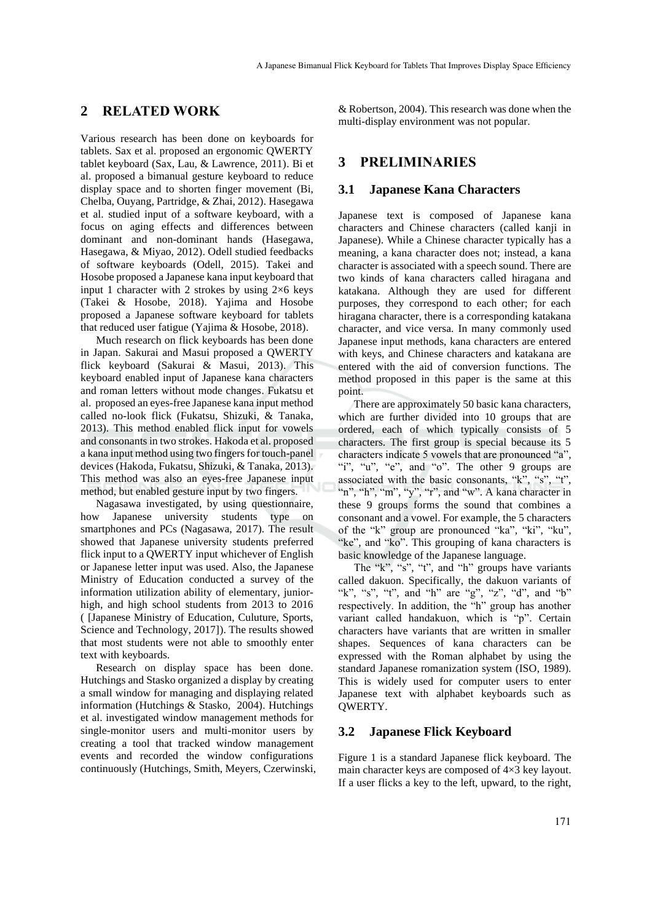## 2 RELATED WORK

Various research has been done on keyboards for tablets. Sax et al. proposed an ergonomic QWERTY tablet keyboard (Sax, Lau, & Lawrence, 2011). Bi et al. proposed a bimanual gesture keyboard to reduce display space and to shorten finger movement (Bi, Chelba, Ouyang, Partridge, & Zhai, 2012). Hasegawa et al. studied input of a software keyboard, with a focus on aging effects and differences between dominant and non-dominant hands (Hasegawa, Hasegawa, & Miyao, 2012). Odell studied feedbacks of software keyboards (Odell, 2015). Takei and Hosobe proposed a Japanese kana input keyboard that input 1 character with 2 strokes by using 2×6 keys (Takei & Hosobe, 2018). Yajima and Hosobe proposed a Japanese software keyboard for tablets that reduced user fatigue (Yajima & Hosobe, 2018).

Much research on flick keyboards has been done in Japan. Sakurai and Masui proposed a QWERTY flick keyboard (Sakurai & Masui, 2013). This keyboard enabled input of Japanese kana characters and roman letters without mode changes. Fukatsu et al. proposed an eyes-free Japanese kana input method called no-look flick (Fukatsu, Shizuki, & Tanaka, 2013). This method enabled flick input for vowels and consonants in two strokes. Hakoda et al. proposed a kana input method using two fingers for touch-panel devices (Hakoda, Fukatsu, Shizuki, & Tanaka, 2013). This method was also an eyes-free Japanese input method, but enabled gesture input by two fingers.

Nagasawa investigated, by using questionnaire, how Japanese university students type on smartphones and PCs (Nagasawa, 2017). The result showed that Japanese university students preferred flick input to a QWERTY input whichever of English or Japanese letter input was used. Also, the Japanese Ministry of Education conducted a survey of the information utilization ability of elementary, junior-high, and high school students from 2013 to 2016 ( [Japanese Ministry of Education, Culuture, Sports, Science and Technology, 2017]). The results showed that most students were not able to smoothly enter text with keyboards.

Research on display space has been done. Hutchings and Stasko organized a display by creating a small window for managing and displaying related information (Hutchings & Stasko, 2004). Hutchings et al. investigated window management methods for single-monitor users and multi-monitor users by creating a tool that tracked window management events and recorded the window configurations continuously (Hutchings, Smith, Meyers, Czerwinski, & Robertson, 2004). This research was done when the multi-display environment was not popular.

## 3 PRELIMINARIES

### 3.1 Japanese Kana Characters

Japanese text is composed of Japanese kana characters and Chinese characters (called kanji in Japanese). While a Chinese character typically has a meaning, a kana character does not; instead, a kana character is associated with a speech sound. There are two kinds of kana characters called hiragana and katakana. Although they are used for different purposes, they correspond to each other; for each hiragana character, there is a corresponding katakana character, and vice versa. In many commonly used Japanese input methods, kana characters are entered with keys, and Chinese characters and katakana are entered with the aid of conversion functions. The method proposed in this paper is the same at this point.

There are approximately 50 basic kana characters, which are further divided into 10 groups that are ordered, each of which typically consists of 5 characters. The first group is special because its 5 characters indicate 5 vowels that are pronounced "a", "i", "u", "e", and "o". The other 9 groups are associated with the basic consonants, "k", "s", "t", "n", "h", "m", "y", "r", and "w". A kana character in these 9 groups forms the sound that combines a consonant and a vowel. For example, the 5 characters of the "k" group are pronounced "ka", "ki", "ku", "ke", and "ko". This grouping of kana characters is basic knowledge of the Japanese language.

The "k", "s", "t", and "h" groups have variants called dakuon. Specifically, the dakuon variants of "k", "s", "t", and "h" are "g", "z", "d", and "b" respectively. In addition, the "h" group has another variant called handakuon, which is "p". Certain characters have variants that are written in smaller shapes. Sequences of kana characters can be expressed with the Roman alphabet by using the standard Japanese romanization system (ISO, 1989). This is widely used for computer users to enter Japanese text with alphabet keyboards such as QWERTY.

### 3.2 Japanese Flick Keyboard

Figure 1 is a standard Japanese flick keyboard. The main character keys are composed of 4×3 key layout. If a user flicks a key to the left, upward, to the right,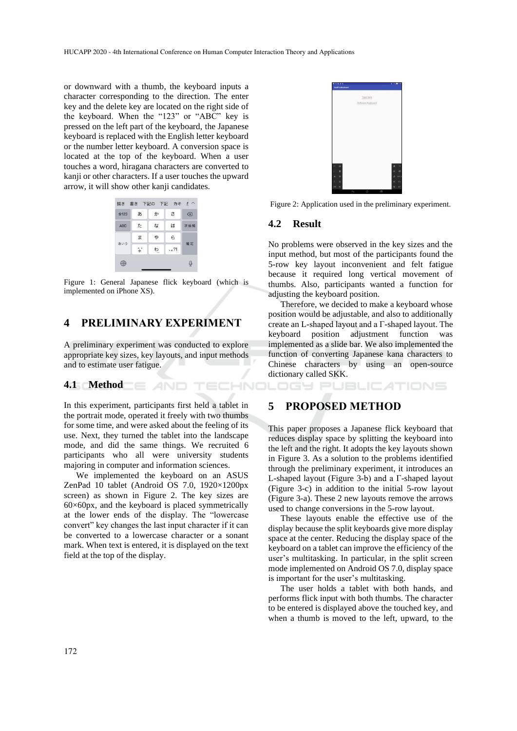or downward with a thumb, the keyboard inputs a character corresponding to the direction. The enter key and the delete key are located on the right side of the keyboard. When the "123" or "ABC" key is pressed on the left part of the keyboard, the Japanese keyboard is replaced with the English letter keyboard or the number letter keyboard. A conversion space is located at the top of the keyboard. When a user touches a word, hiragana characters are converted to kanji or other characters. If a user touches the upward arrow, it will show other kanji candidates.

Figure 1: General Japanese flick keyboard (which is implemented on iPhone XS).

# 4 PRELIMINARY EXPERIMENT

A preliminary experiment was conducted to explore appropriate key sizes, key layouts, and input methods and to estimate user fatigue.

## 4.1 Method

In this experiment, participants first held a tablet in the portrait mode, operated it freely with two thumbs for some time, and were asked about the feeling of its use. Next, they turned the tablet into the landscape mode, and did the same things. We recruited 6 participants who all were university students majoring in computer and information sciences.

We implemented the keyboard on an ASUS ZenPad 10 tablet (Android OS 7.0, 1920×1200px screen) as shown in Figure 2. The key sizes are 60×60px, and the keyboard is placed symmetrically at the lower ends of the display. The "lowercase convert" key changes the last input character if it can be converted to a lowercase character or a sonant mark. When text is entered, it is displayed on the text field at the top of the display.

Figure 2: Application used in the preliminary experiment.

## 4.2 Result

No problems were observed in the key sizes and the input method, but most of the participants found the 5-row key layout inconvenient and felt fatigue because it required long vertical movement of thumbs. Also, participants wanted a function for adjusting the keyboard position.

Therefore, we decided to make a keyboard whose position would be adjustable, and also to additionally create an L-shaped layout and a Γ-shaped layout. The keyboard position adjustment function was implemented as a slide bar. We also implemented the function of converting Japanese kana characters to Chinese characters by using an open-source dictionary called SKK.

# 5 PROPOSED METHOD

This paper proposes a Japanese flick keyboard that reduces display space by splitting the keyboard into the left and the right. It adopts the key layouts shown in Figure 3. As a solution to the problems identified through the preliminary experiment, it introduces an L-shaped layout (Figure 3-b) and a Γ-shaped layout (Figure 3-c) in addition to the initial 5-row layout (Figure 3-a). These 2 new layouts remove the arrows used to change conversions in the 5-row layout.

These layouts enable the effective use of the display because the split keyboards give more display space at the center. Reducing the display space of the keyboard on a tablet can improve the efficiency of the user's multitasking. In particular, in the split screen mode implemented on Android OS 7.0, display space is important for the user's multitasking.

The user holds a tablet with both hands, and performs flick input with both thumbs. The character to be entered is displayed above the touched key, and when a thumb is moved to the left, upward, to the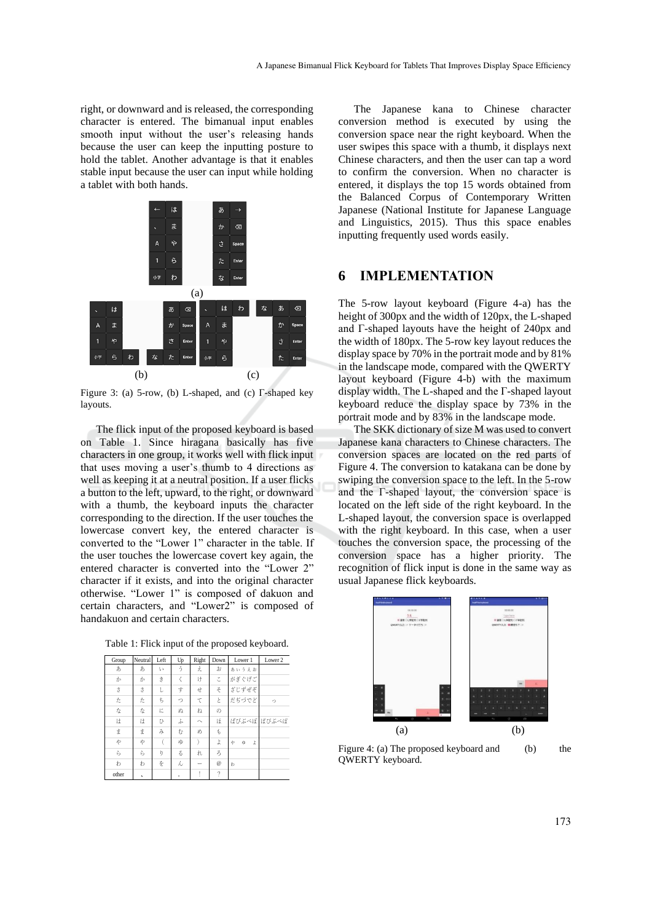right, or downward and is released, the corresponding character is entered. The bimanual input enables smooth input without the user's releasing hands because the user can keep the inputting posture to hold the tablet. Another advantage is that it enables stable input because the user can input while holding a tablet with both hands.

Figure 3: (a) 5-row, (b) L-shaped, and (c) Γ-shaped key layouts.

The flick input of the proposed keyboard is based on Table 1. Since hiragana basically has five characters in one group, it works well with flick input that uses moving a user's thumb to 4 directions as well as keeping it at a neutral position. If a user flicks a button to the left, upward, to the right, or downward with a thumb, the keyboard inputs the character corresponding to the direction. If the user touches the lowercase convert key, the entered character is converted to the "Lower 1" character in the table. If the user touches the lowercase covert key again, the entered character is converted into the "Lower 2" character if it exists, and into the original character otherwise. "Lower 1" is composed of dakuon and certain characters, and "Lower2" is composed of handakuon and certain characters.

Table 1: Flick input of the proposed keyboard.

| Group | Neutral | Left | Up | Right | Down | Lower 1 | Lower 2 |
|---|---|---|---|---|---|---|---|
| あ | あ | い | う | え | お | ぁぃぅぇぉ | |
| か | か | き | く | け | こ | がぎぐげご | |
| さ | さ | し | す | せ | そ | ざじずぜぞ | |
| た | た | ち | つ | て | と | だぢづでど | っ |
| な | な | に | ぬ | ね | の | | |
| は | は | ひ | ふ | へ | ほ | ばびぶべぼ | ぱぴぷぺぽ |
| ま | ま | み | む | め | も | | |
| や | や | ( | ゆ | ) | よ | ゃ　ゅ　ょ | |
| ら | ら | り | る | れ | ろ | | |
| わ | わ | を | ん | ー | @ | ゎ | |
| other | 、 | | 。 | ! | ? | | |

The Japanese kana to Chinese character conversion method is executed by using the conversion space near the right keyboard. When the user swipes this space with a thumb, it displays next Chinese characters, and then the user can tap a word to confirm the conversion. When no character is entered, it displays the top 15 words obtained from the Balanced Corpus of Contemporary Written Japanese (National Institute for Japanese Language and Linguistics, 2015). Thus this space enables inputting frequently used words easily.

## 6 IMPLEMENTATION

The 5-row layout keyboard (Figure 4-a) has the height of 300px and the width of 120px, the L-shaped and Γ-shaped layouts have the height of 240px and the width of 180px. The 5-row key layout reduces the display space by 70% in the portrait mode and by 81% in the landscape mode, compared with the QWERTY layout keyboard (Figure 4-b) with the maximum display width. The L-shaped and the Γ-shaped layout keyboard reduce the display space by 73% in the portrait mode and by 83% in the landscape mode.

The SKK dictionary of size M was used to convert Japanese kana characters to Chinese characters. The conversion spaces are located on the red parts of Figure 4. The conversion to katakana can be done by swiping the conversion space to the left. In the 5-row and the Γ-shaped layout, the conversion space is located on the left side of the right keyboard. In the L-shaped layout, the conversion space is overlapped with the right keyboard. In this case, when a user touches the conversion space, the processing of the conversion space has a higher priority. The recognition of flick input is done in the same way as usual Japanese flick keyboards.

Figure 4: (a) The proposed keyboard and (b) the QWERTY keyboard.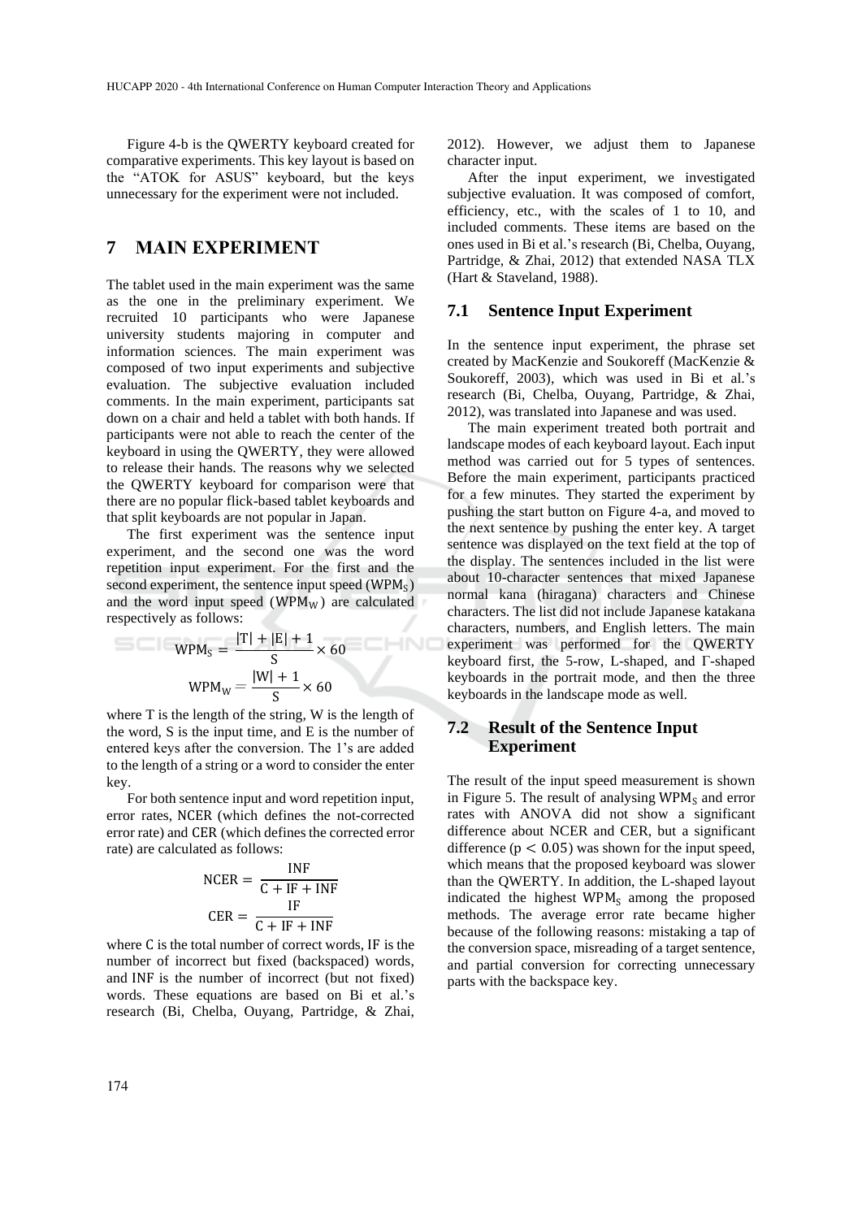Figure 4-b is the QWERTY keyboard created for comparative experiments. This key layout is based on the "ATOK for ASUS" keyboard, but the keys unnecessary for the experiment were not included.

## 7 MAIN EXPERIMENT

The tablet used in the main experiment was the same as the one in the preliminary experiment. We recruited 10 participants who were Japanese university students majoring in computer and information sciences. The main experiment was composed of two input experiments and subjective evaluation. The subjective evaluation included comments. In the main experiment, participants sat down on a chair and held a tablet with both hands. If participants were not able to reach the center of the keyboard in using the QWERTY, they were allowed to release their hands. The reasons why we selected the QWERTY keyboard for comparison were that there are no popular flick-based tablet keyboards and that split keyboards are not popular in Japan.

The first experiment was the sentence input experiment, and the second one was the word repetition input experiment. For the first and the second experiment, the sentence input speed ($\mathrm{WPM_S}$) and the word input speed ($\mathrm{WPM_W}$) are calculated respectively as follows:

$$\mathrm{WPM_S} = \frac{|\mathrm{T}| + |\mathrm{E}| + 1}{\mathrm{S}} \times 60$$

$$\mathrm{WPM_W} = \frac{|\mathrm{W}| + 1}{\mathrm{S}} \times 60$$

where T is the length of the string, W is the length of the word, S is the input time, and E is the number of entered keys after the conversion. The 1's are added to the length of a string or a word to consider the enter key.

For both sentence input and word repetition input, error rates, NCER (which defines the not-corrected error rate) and CER (which defines the corrected error rate) are calculated as follows:

$$\mathrm{NCER} = \frac{\mathrm{INF}}{\mathrm{C} + \mathrm{IF} + \mathrm{INF}}$$

$$\mathrm{CER} = \frac{\mathrm{IF}}{\mathrm{C} + \mathrm{IF} + \mathrm{INF}}$$

where C is the total number of correct words, IF is the number of incorrect but fixed (backspaced) words, and INF is the number of incorrect (but not fixed) words. These equations are based on Bi et al.'s research (Bi, Chelba, Ouyang, Partridge, & Zhai, 2012). However, we adjust them to Japanese character input.

After the input experiment, we investigated subjective evaluation. It was composed of comfort, efficiency, etc., with the scales of 1 to 10, and included comments. These items are based on the ones used in Bi et al.'s research (Bi, Chelba, Ouyang, Partridge, & Zhai, 2012) that extended NASA TLX (Hart & Staveland, 1988).

### 7.1 Sentence Input Experiment

In the sentence input experiment, the phrase set created by MacKenzie and Soukoreff (MacKenzie & Soukoreff, 2003), which was used in Bi et al.'s research (Bi, Chelba, Ouyang, Partridge, & Zhai, 2012), was translated into Japanese and was used.

The main experiment treated both portrait and landscape modes of each keyboard layout. Each input method was carried out for 5 types of sentences. Before the main experiment, participants practiced for a few minutes. They started the experiment by pushing the start button on Figure 4-a, and moved to the next sentence by pushing the enter key. A target sentence was displayed on the text field at the top of the display. The sentences included in the list were about 10-character sentences that mixed Japanese normal kana (hiragana) characters and Chinese characters. The list did not include Japanese katakana characters, numbers, and English letters. The main experiment was performed for the QWERTY keyboard first, the 5-row, L-shaped, and Γ-shaped keyboards in the portrait mode, and then the three keyboards in the landscape mode as well.

### 7.2 Result of the Sentence Input Experiment

The result of the input speed measurement is shown in Figure 5. The result of analysing $\mathrm{WPM_S}$ and error rates with ANOVA did not show a significant difference about NCER and CER, but a significant difference ($p < 0.05$) was shown for the input speed, which means that the proposed keyboard was slower than the QWERTY. In addition, the L-shaped layout indicated the highest $\mathrm{WPM_S}$ among the proposed methods. The average error rate became higher because of the following reasons: mistaking a tap of the conversion space, misreading of a target sentence, and partial conversion for correcting unnecessary parts with the backspace key.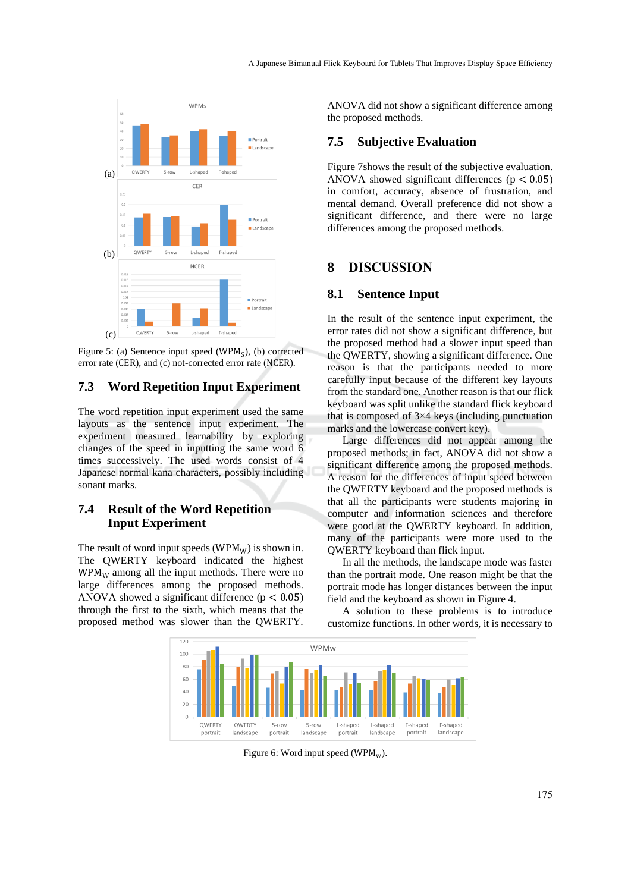Figure 5: (a) Sentence input speed ($WPM_S$), (b) corrected error rate (CER), and (c) not-corrected error rate (NCER).

## 7.3 Word Repetition Input Experiment

The word repetition input experiment used the same layouts as the sentence input experiment. The experiment measured learnability by exploring changes of the speed in inputting the same word 6 times successively. The used words consist of 4 Japanese normal kana characters, possibly including sonant marks.

## 7.4 Result of the Word Repetition Input Experiment

The result of word input speeds ($WPM_W$) is shown in. The QWERTY keyboard indicated the highest $WPM_W$ among all the input methods. There were no large differences among the proposed methods. ANOVA showed a significant difference ($p < 0.05$) through the first to the sixth, which means that the proposed method was slower than the QWERTY. ANOVA did not show a significant difference among the proposed methods.

## 7.5 Subjective Evaluation

Figure 7shows the result of the subjective evaluation. ANOVA showed significant differences ($p < 0.05$) in comfort, accuracy, absence of frustration, and mental demand. Overall preference did not show a significant difference, and there were no large differences among the proposed methods.

# 8 DISCUSSION

## 8.1 Sentence Input

In the result of the sentence input experiment, the error rates did not show a significant difference, but the proposed method had a slower input speed than the QWERTY, showing a significant difference. One reason is that the participants needed to more carefully input because of the different key layouts from the standard one. Another reason is that our flick keyboard was split unlike the standard flick keyboard that is composed of 3×4 keys (including punctuation marks and the lowercase convert key).

Large differences did not appear among the proposed methods; in fact, ANOVA did not show a significant difference among the proposed methods. A reason for the differences of input speed between the QWERTY keyboard and the proposed methods is that all the participants were students majoring in computer and information sciences and therefore were good at the QWERTY keyboard. In addition, many of the participants were more used to the QWERTY keyboard than flick input.

In all the methods, the landscape mode was faster than the portrait mode. One reason might be that the portrait mode has longer distances between the input field and the keyboard as shown in Figure 4.

A solution to these problems is to introduce customize functions. In other words, it is necessary to

Figure 6: Word input speed ($WPM_W$).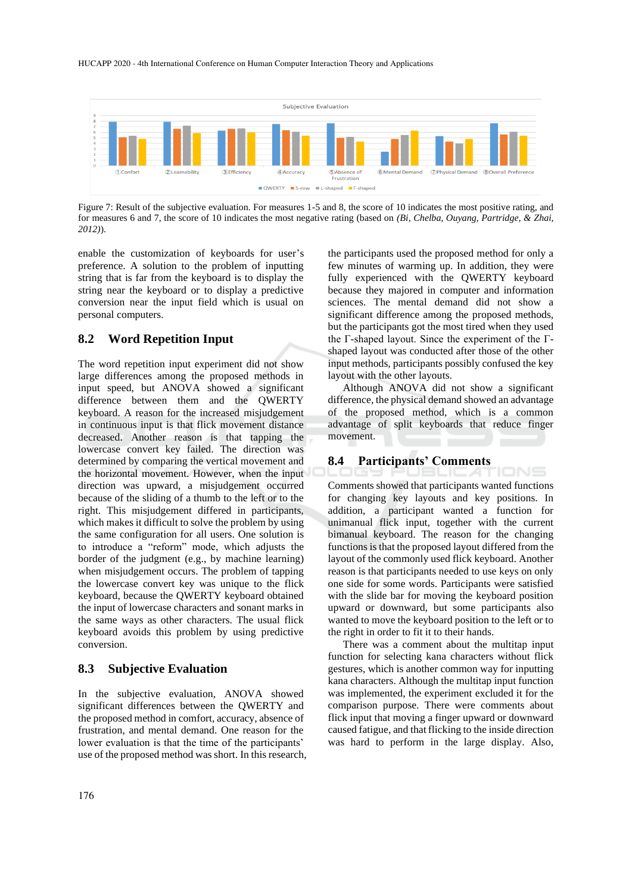Figure 7: Result of the subjective evaluation. For measures 1-5 and 8, the score of 10 indicates the most positive rating, and for measures 6 and 7, the score of 10 indicates the most negative rating (based on *(Bi, Chelba, Ouyang, Partridge, & Zhai, 2012)*).

enable the customization of keyboards for user's preference. A solution to the problem of inputting string that is far from the keyboard is to display the string near the keyboard or to display a predictive conversion near the input field which is usual on personal computers.

## 8.2 Word Repetition Input

The word repetition input experiment did not show large differences among the proposed methods in input speed, but ANOVA showed a significant difference between them and the QWERTY keyboard. A reason for the increased misjudgement in continuous input is that flick movement distance decreased. Another reason is that tapping the lowercase convert key failed. The direction was determined by comparing the vertical movement and the horizontal movement. However, when the input direction was upward, a misjudgement occurred because of the sliding of a thumb to the left or to the right. This misjudgement differed in participants, which makes it difficult to solve the problem by using the same configuration for all users. One solution is to introduce a "reform" mode, which adjusts the border of the judgment (e.g., by machine learning) when misjudgement occurs. The problem of tapping the lowercase convert key was unique to the flick keyboard, because the QWERTY keyboard obtained the input of lowercase characters and sonant marks in the same ways as other characters. The usual flick keyboard avoids this problem by using predictive conversion.

## 8.3 Subjective Evaluation

In the subjective evaluation, ANOVA showed significant differences between the QWERTY and the proposed method in comfort, accuracy, absence of frustration, and mental demand. One reason for the lower evaluation is that the time of the participants' use of the proposed method was short. In this research, the participants used the proposed method for only a few minutes of warming up. In addition, they were fully experienced with the QWERTY keyboard because they majored in computer and information sciences. The mental demand did not show a significant difference among the proposed methods, but the participants got the most tired when they used the Γ-shaped layout. Since the experiment of the Γ-shaped layout was conducted after those of the other input methods, participants possibly confused the key layout with the other layouts.

Although ANOVA did not show a significant difference, the physical demand showed an advantage of the proposed method, which is a common advantage of split keyboards that reduce finger movement.

## 8.4 Participants' Comments

Comments showed that participants wanted functions for changing key layouts and key positions. In addition, a participant wanted a function for unimanual flick input, together with the current bimanual keyboard. The reason for the changing functions is that the proposed layout differed from the layout of the commonly used flick keyboard. Another reason is that participants needed to use keys on only one side for some words. Participants were satisfied with the slide bar for moving the keyboard position upward or downward, but some participants also wanted to move the keyboard position to the left or to the right in order to fit it to their hands.

There was a comment about the multitap input function for selecting kana characters without flick gestures, which is another common way for inputting kana characters. Although the multitap input function was implemented, the experiment excluded it for the comparison purpose. There were comments about flick input that moving a finger upward or downward caused fatigue, and that flicking to the inside direction was hard to perform in the large display. Also,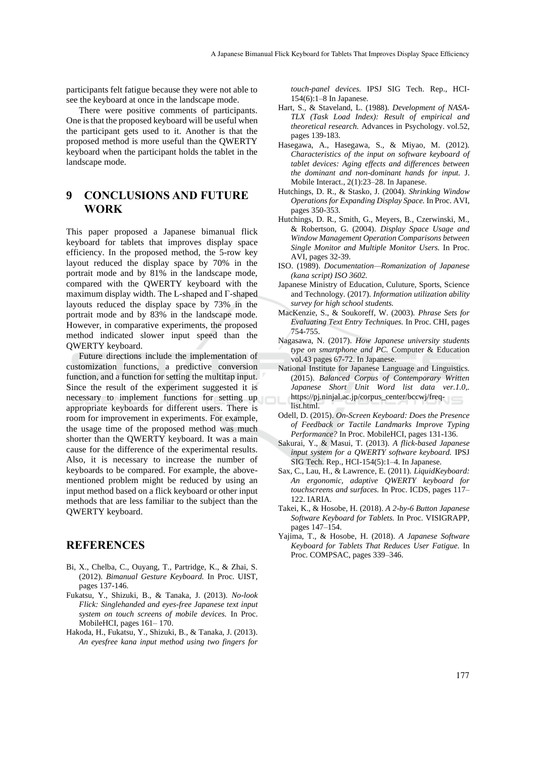participants felt fatigue because they were not able to see the keyboard at once in the landscape mode.

There were positive comments of participants. One is that the proposed keyboard will be useful when the participant gets used to it. Another is that the proposed method is more useful than the QWERTY keyboard when the participant holds the tablet in the landscape mode.

## 9 CONCLUSIONS AND FUTURE WORK

This paper proposed a Japanese bimanual flick keyboard for tablets that improves display space efficiency. In the proposed method, the 5-row key layout reduced the display space by 70% in the portrait mode and by 81% in the landscape mode, compared with the QWERTY keyboard with the maximum display width. The L-shaped and Γ-shaped layouts reduced the display space by 73% in the portrait mode and by 83% in the landscape mode. However, in comparative experiments, the proposed method indicated slower input speed than the QWERTY keyboard.

Future directions include the implementation of customization functions, a predictive conversion function, and a function for setting the multitap input. Since the result of the experiment suggested it is necessary to implement functions for setting up appropriate keyboards for different users. There is room for improvement in experiments. For example, the usage time of the proposed method was much shorter than the QWERTY keyboard. It was a main cause for the difference of the experimental results. Also, it is necessary to increase the number of keyboards to be compared. For example, the above-mentioned problem might be reduced by using an input method based on a flick keyboard or other input methods that are less familiar to the subject than the QWERTY keyboard.

## REFERENCES

Bi, X., Chelba, C., Ouyang, T., Partridge, K., & Zhai, S. (2012). *Bimanual Gesture Keyboard.* In Proc. UIST, pages 137-146.

Fukatsu, Y., Shizuki, B., & Tanaka, J. (2013). *No-look Flick: Singlehanded and eyes-free Japanese text input system on touch screens of mobile devices.* In Proc. MobileHCI, pages 161– 170.

Hakoda, H., Fukatsu, Y., Shizuki, B., & Tanaka, J. (2013). *An eyesfree kana input method using two fingers for touch-panel devices.* IPSJ SIG Tech. Rep., HCI-154(6):1–8 In Japanese.

Hart, S., & Staveland, L. (1988). *Development of NASA-TLX (Task Load Index): Result of empirical and theoretical research.* Advances in Psychology. vol.52, pages 139-183.

Hasegawa, A., Hasegawa, S., & Miyao, M. (2012). *Characteristics of the input on software keyboard of tablet devices: Aging effects and differences between the dominant and non-dominant hands for input.* J. Mobile Interact., 2(1):23–28. In Japanese.

Hutchings, D. R., & Stasko, J. (2004). *Shrinking Window Operations for Expanding Display Space.* In Proc. AVI, pages 350-353.

Hutchings, D. R., Smith, G., Meyers, B., Czerwinski, M., & Robertson, G. (2004). *Display Space Usage and Window Management Operation Comparisons between Single Monitor and Multiple Monitor Users.* In Proc. AVI, pages 32-39.

ISO. (1989). *Documentation—Romanization of Japanese (kana script) ISO 3602.*

Japanese Ministry of Education, Culuture, Sports, Science and Technology. (2017). *Information utilization ability survey for high school students.*

MacKenzie, S., & Soukoreff, W. (2003). *Phrase Sets for Evaluating Text Entry Techniques.* In Proc. CHI, pages 754-755.

Nagasawa, N. (2017). *How Japanese university students type on smartphone and PC.* Computer & Education vol.43 pages 67-72. In Japanese.

National Institute for Japanese Language and Linguistics. (2015). *Balanced Corpus of Contemporary Written Japanese Short Unit Word list data ver.1.0,.* https://pj.ninjal.ac.jp/corpus_center/bccwj/freq-list.html.

Odell, D. (2015). *On-Screen Keyboard: Does the Presence of Feedback or Tactile Landmarks Improve Typing Performance?* In Proc. MobileHCI, pages 131-136.

Sakurai, Y., & Masui, T. (2013). *A flick-based Japanese input system for a QWERTY software keyboard.* IPSJ SIG Tech. Rep., HCI-154(5):1–4. In Japanese.

Sax, C., Lau, H., & Lawrence, E. (2011). *LiquidKeyboard: An ergonomic, adaptive QWERTY keyboard for touchscreens and surfaces.* In Proc. ICDS, pages 117–122. IARIA.

Takei, K., & Hosobe, H. (2018). *A 2-by-6 Button Japanese Software Keyboard for Tablets.* In Proc. VISIGRAPP, pages 147–154.

Yajima, T., & Hosobe, H. (2018). *A Japanese Software Keyboard for Tablets That Reduces User Fatigue.* In Proc. COMPSAC, pages 339–346.